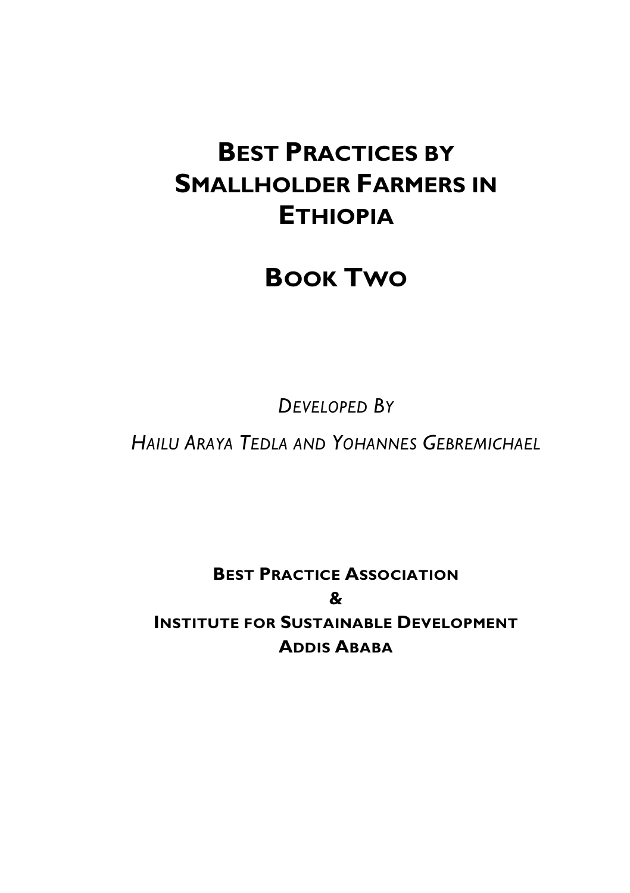# Best Practices by Smallholder Farmers in Ethiopia

# Book Two

*Developed By*

*Hailu Araya Tedla and Yohannes Gebremichael*

**Best Practice Association**

**&**

**Institute for Sustainable Development**

**Addis Ababa**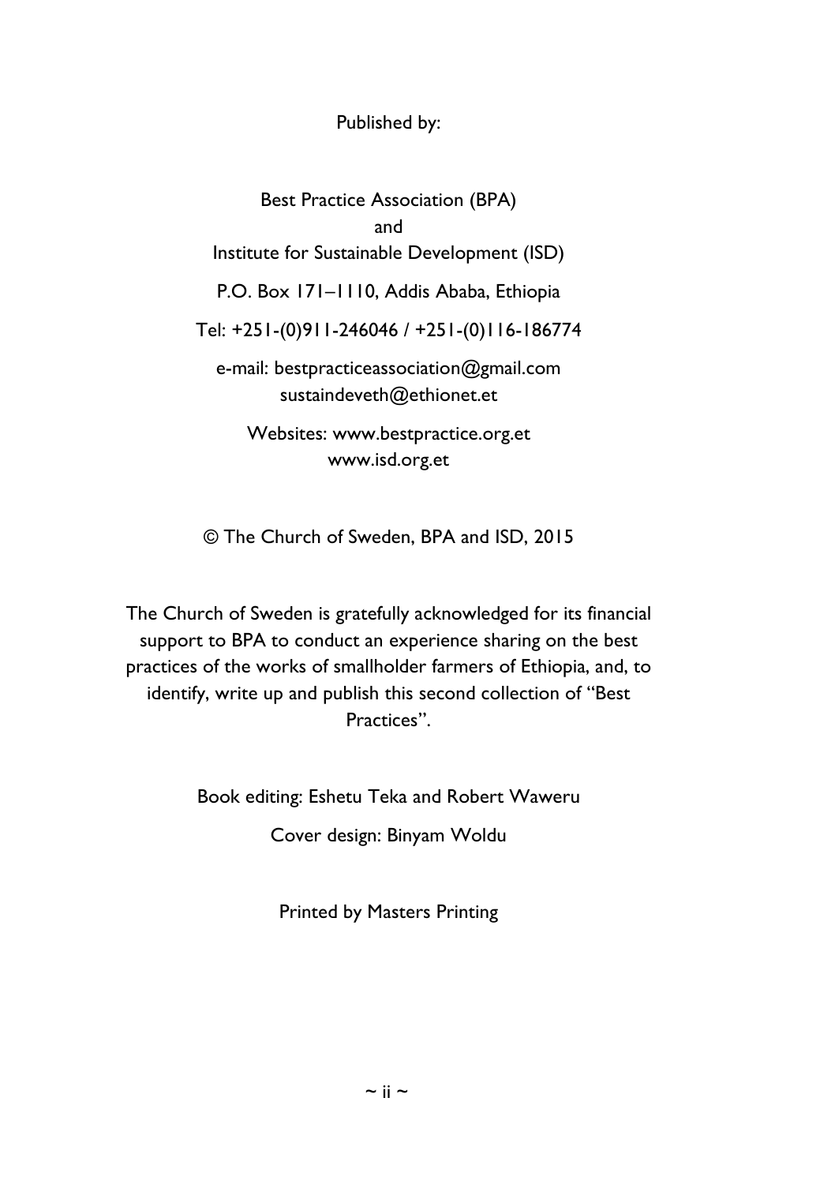Published by:

Best Practice Association (BPA)
and
Institute for Sustainable Development (ISD)

P.O. Box 171–1110, Addis Ababa, Ethiopia

Tel: +251-(0)911-246046 / +251-(0)116-186774

e-mail: bestpracticeassociation@gmail.com
sustaindeveth@ethionet.et

Websites: www.bestpractice.org.et
www.isd.org.et

© The Church of Sweden, BPA and ISD, 2015

The Church of Sweden is gratefully acknowledged for its financial support to BPA to conduct an experience sharing on the best practices of the works of smallholder farmers of Ethiopia, and, to identify, write up and publish this second collection of "Best Practices".

Book editing: Eshetu Teka and Robert Waweru

Cover design: Binyam Woldu

Printed by Masters Printing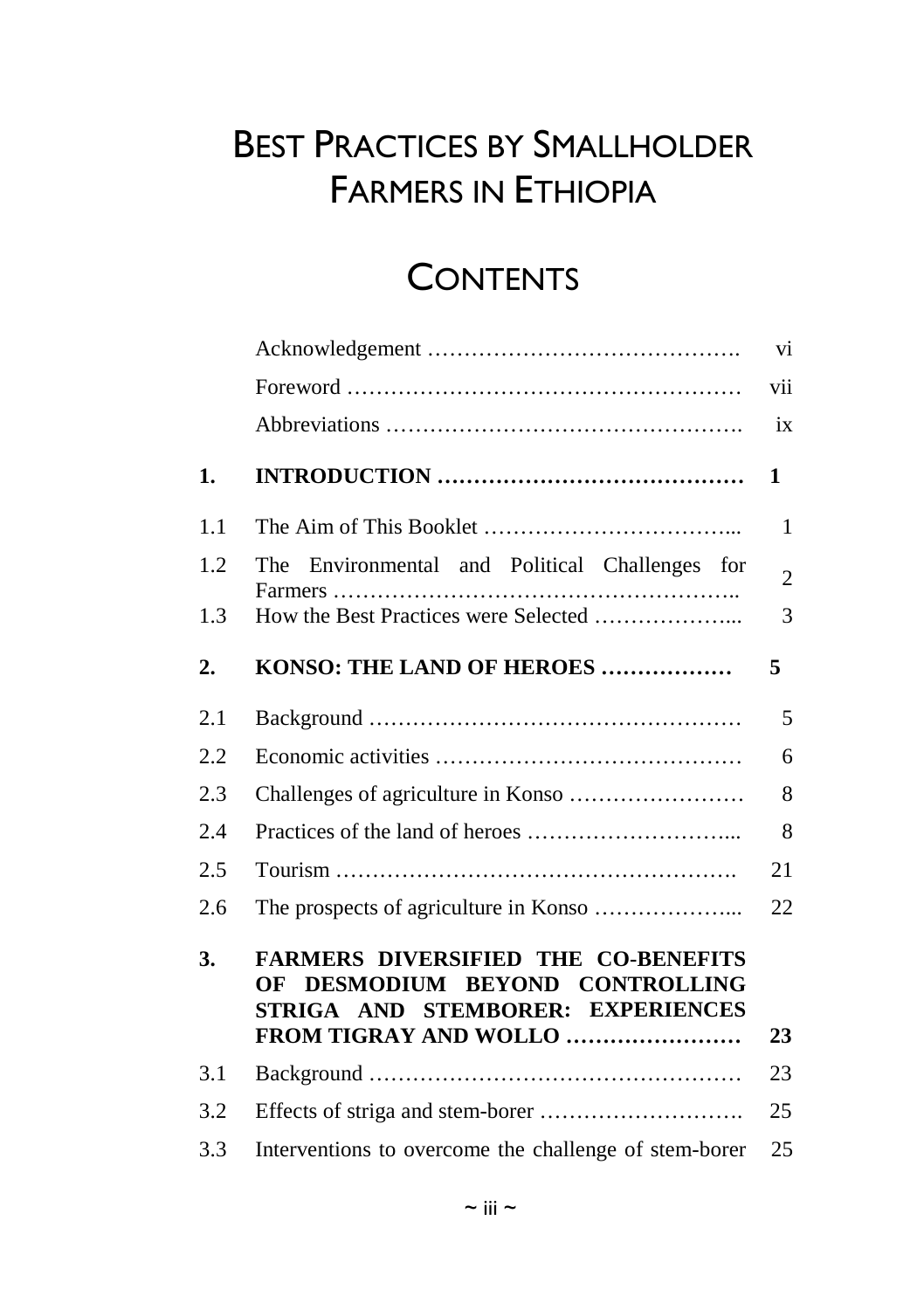# BEST PRACTICES BY SMALLHOLDER FARMERS IN ETHIOPIA

## CONTENTS

| | | |
|---|---|---|
| | Acknowledgement ……………………………………. | vi |
| | Foreword …………………………………………… | vii |
| | Abbreviations ………………………………………. | ix |
| **1.** | **INTRODUCTION ……………………………………** | **1** |
| 1.1 | The Aim of This Booklet ……………………………... | 1 |
| 1.2 | The Environmental and Political Challenges for Farmers …………………………………………….. | 2 |
| 1.3 | How the Best Practices were Selected ………………... | 3 |
| **2.** | **KONSO: THE LAND OF HEROES ………………** | **5** |
| 2.1 | Background ………………………………………… | 5 |
| 2.2 | Economic activities ………………………………… | 6 |
| 2.3 | Challenges of agriculture in Konso …………………… | 8 |
| 2.4 | Practices of the land of heroes ………………………... | 8 |
| 2.5 | Tourism ……………………………………………. | 21 |
| 2.6 | The prospects of agriculture in Konso ………………... | 22 |
| **3.** | **FARMERS DIVERSIFIED THE CO-BENEFITS OF DESMODIUM BEYOND CONTROLLING STRIGA AND STEMBORER: EXPERIENCES FROM TIGRAY AND WOLLO ……………………** | **23** |
| 3.1 | Background ………………………………………… | 23 |
| 3.2 | Effects of striga and stem-borer ………………………. | 25 |
| 3.3 | Interventions to overcome the challenge of stem-borer | 25 |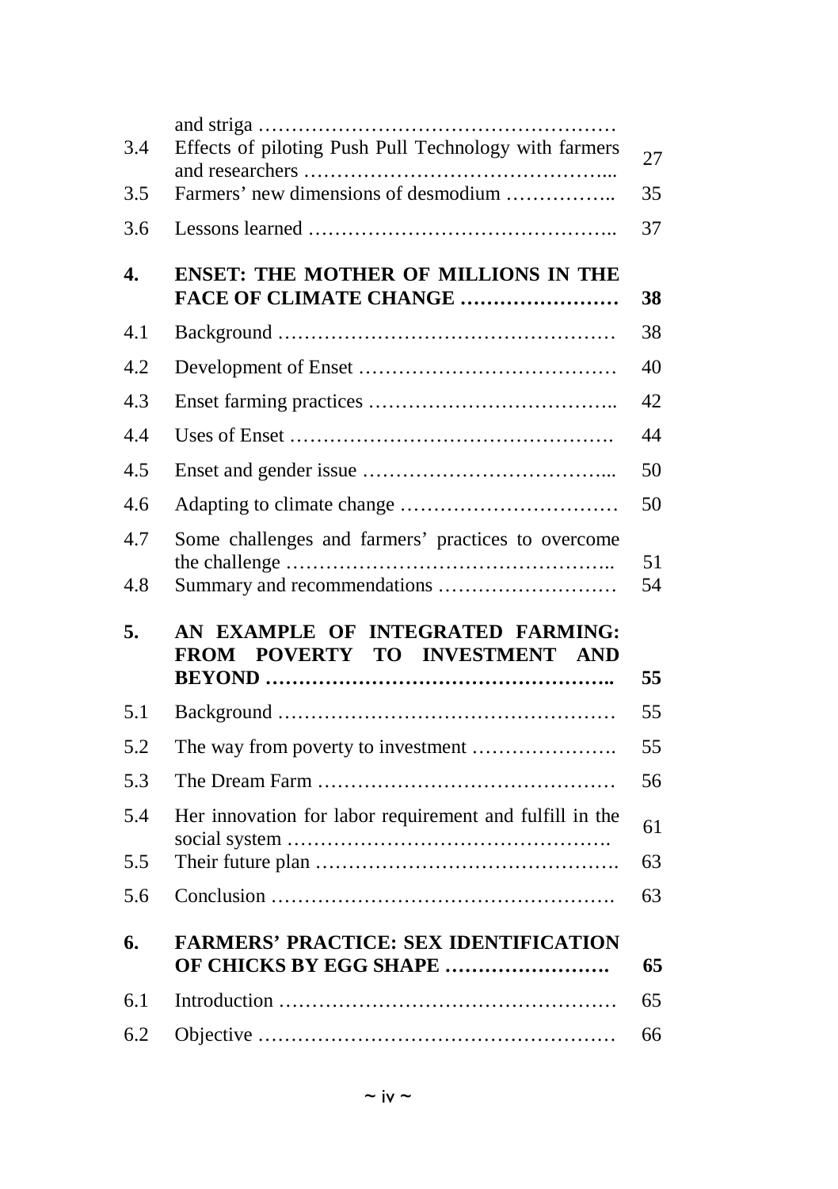| | | |
|---|---|---|
| | and striga ……………………………………………… | |
| 3.4 | Effects of piloting Push Pull Technology with farmers and researchers ……………………………………... | 27 |
| 3.5 | Farmers' new dimensions of desmodium …………….. | 35 |
| 3.6 | Lessons learned ……………………………………….. | 37 |
| **4.** | **ENSET: THE MOTHER OF MILLIONS IN THE FACE OF CLIMATE CHANGE ……………………** | **38** |
| 4.1 | Background …………………………………………… | 38 |
| 4.2 | Development of Enset ………………………………… | 40 |
| 4.3 | Enset farming practices ……………………………….. | 42 |
| 4.4 | Uses of Enset …………………………………………. | 44 |
| 4.5 | Enset and gender issue ………………………………... | 50 |
| 4.6 | Adapting to climate change …………………………… | 50 |
| 4.7 | Some challenges and farmers' practices to overcome the challenge ………………………………………….. | 51 |
| 4.8 | Summary and recommendations ……………………… | 54 |
| **5.** | **AN EXAMPLE OF INTEGRATED FARMING: FROM POVERTY TO INVESTMENT AND BEYOND ……………………………………………..** | **55** |
| 5.1 | Background …………………………………………… | 55 |
| 5.2 | The way from poverty to investment …………………. | 55 |
| 5.3 | The Dream Farm ……………………………………… | 56 |
| 5.4 | Her innovation for labor requirement and fulfill in the social system …………………………………………. | 61 |
| 5.5 | Their future plan ………………………………………. | 63 |
| 5.6 | Conclusion ……………………………………………. | 63 |
| **6.** | **FARMERS' PRACTICE: SEX IDENTIFICATION OF CHICKS BY EGG SHAPE …………………….** | **65** |
| 6.1 | Introduction …………………………………………… | 65 |
| 6.2 | Objective ………………………………………………. | 66 |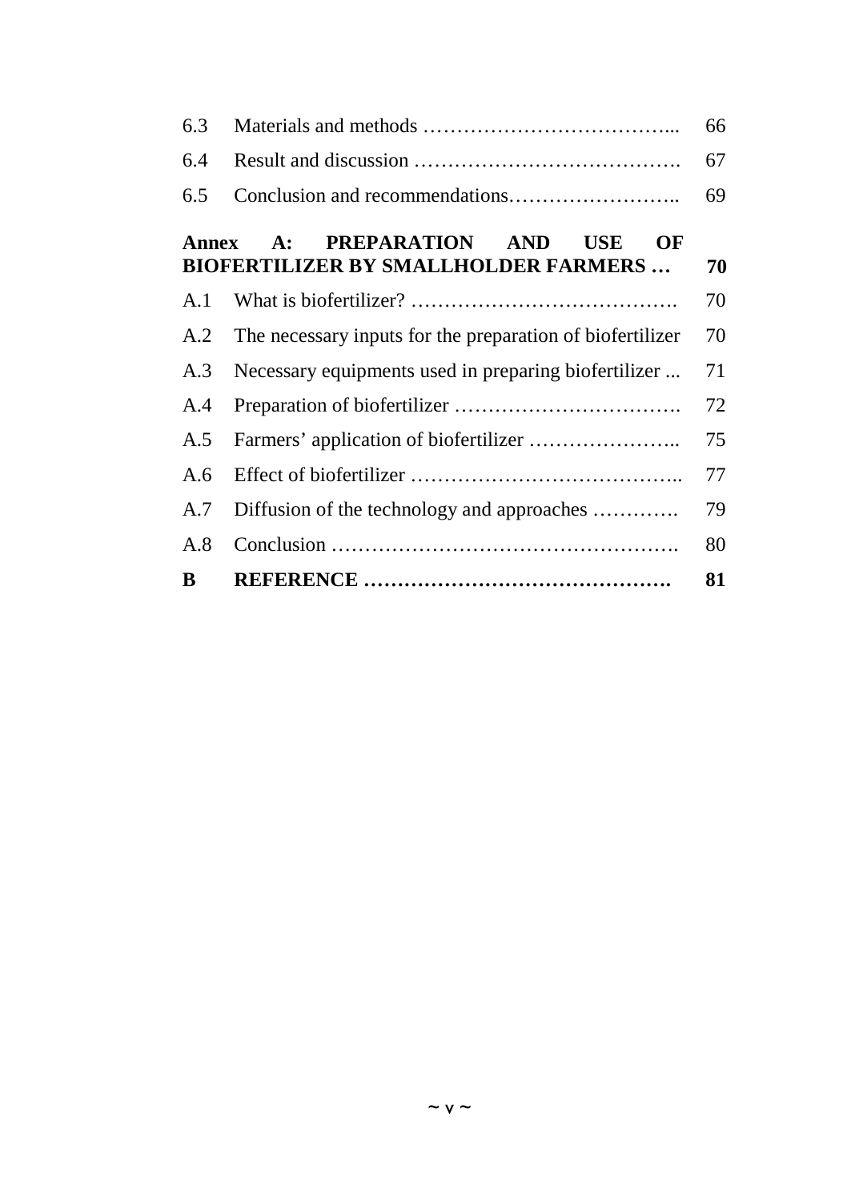| | | |
|---|---|---|
| 6.3 | Materials and methods ………………………………... | 66 |
| 6.4 | Result and discussion …………………………………. | 67 |
| 6.5 | Conclusion and recommendations…………………….. | 69 |
| **Annex A: PREPARATION AND USE OF BIOFERTILIZER BY SMALLHOLDER FARMERS …** | | **70** |
| A.1 | What is biofertilizer? …………………………………. | 70 |
| A.2 | The necessary inputs for the preparation of biofertilizer | 70 |
| A.3 | Necessary equipments used in preparing biofertilizer ... | 71 |
| A.4 | Preparation of biofertilizer ……………………………. | 72 |
| A.5 | Farmers' application of biofertilizer ………………….. | 75 |
| A.6 | Effect of biofertilizer ………………………………….. | 77 |
| A.7 | Diffusion of the technology and approaches …………. | 79 |
| A.8 | Conclusion ……………………………………………. | 80 |
| **B** | **REFERENCE ……………………………………….** | **81** |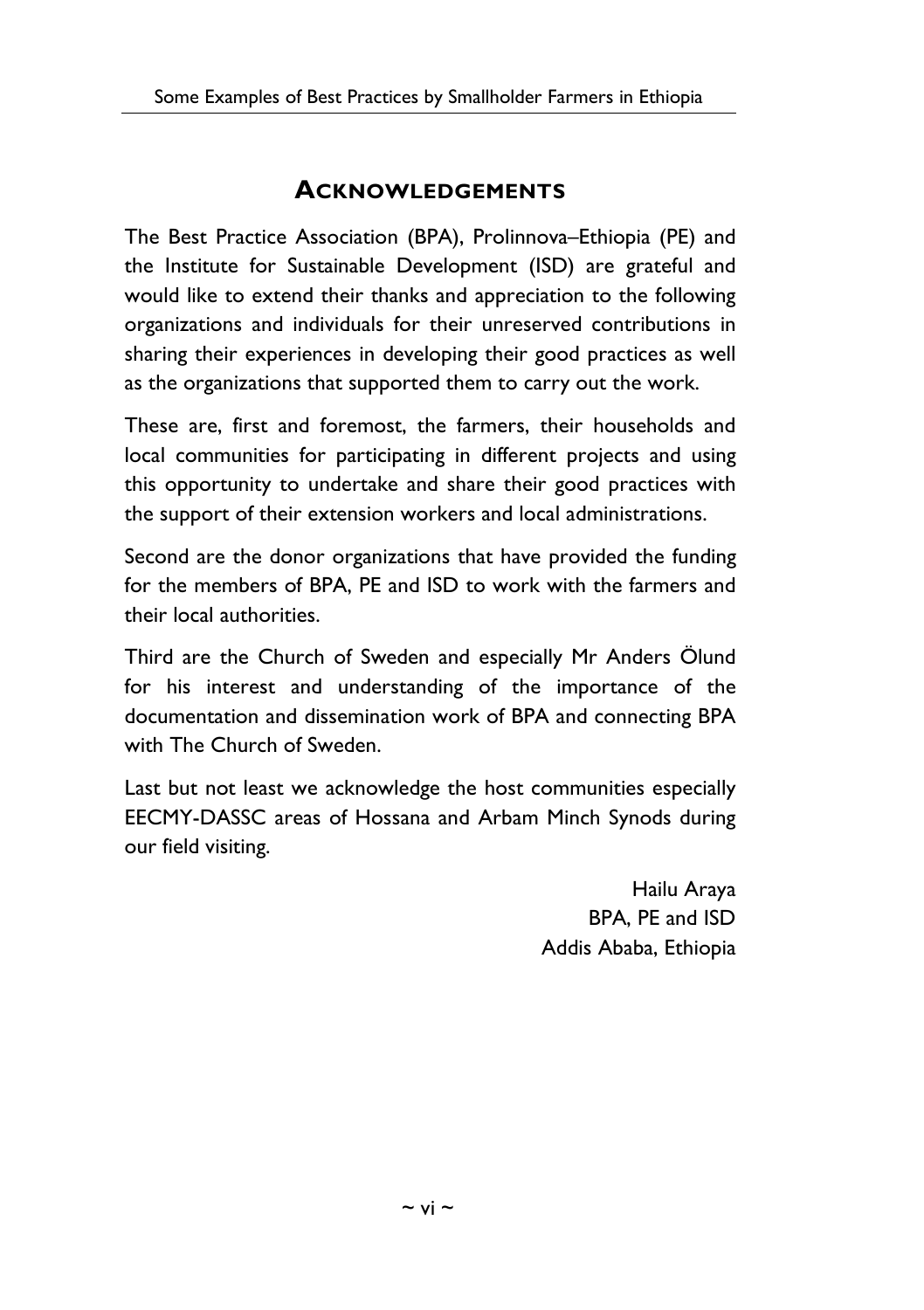## Acknowledgements

The Best Practice Association (BPA), Prolinnova–Ethiopia (PE) and the Institute for Sustainable Development (ISD) are grateful and would like to extend their thanks and appreciation to the following organizations and individuals for their unreserved contributions in sharing their experiences in developing their good practices as well as the organizations that supported them to carry out the work.

These are, first and foremost, the farmers, their households and local communities for participating in different projects and using this opportunity to undertake and share their good practices with the support of their extension workers and local administrations.

Second are the donor organizations that have provided the funding for the members of BPA, PE and ISD to work with the farmers and their local authorities.

Third are the Church of Sweden and especially Mr Anders Ölund for his interest and understanding of the importance of the documentation and dissemination work of BPA and connecting BPA with The Church of Sweden.

Last but not least we acknowledge the host communities especially EECMY-DASSC areas of Hossana and Arbam Minch Synods during our field visiting.

Hailu Araya
BPA, PE and ISD
Addis Ababa, Ethiopia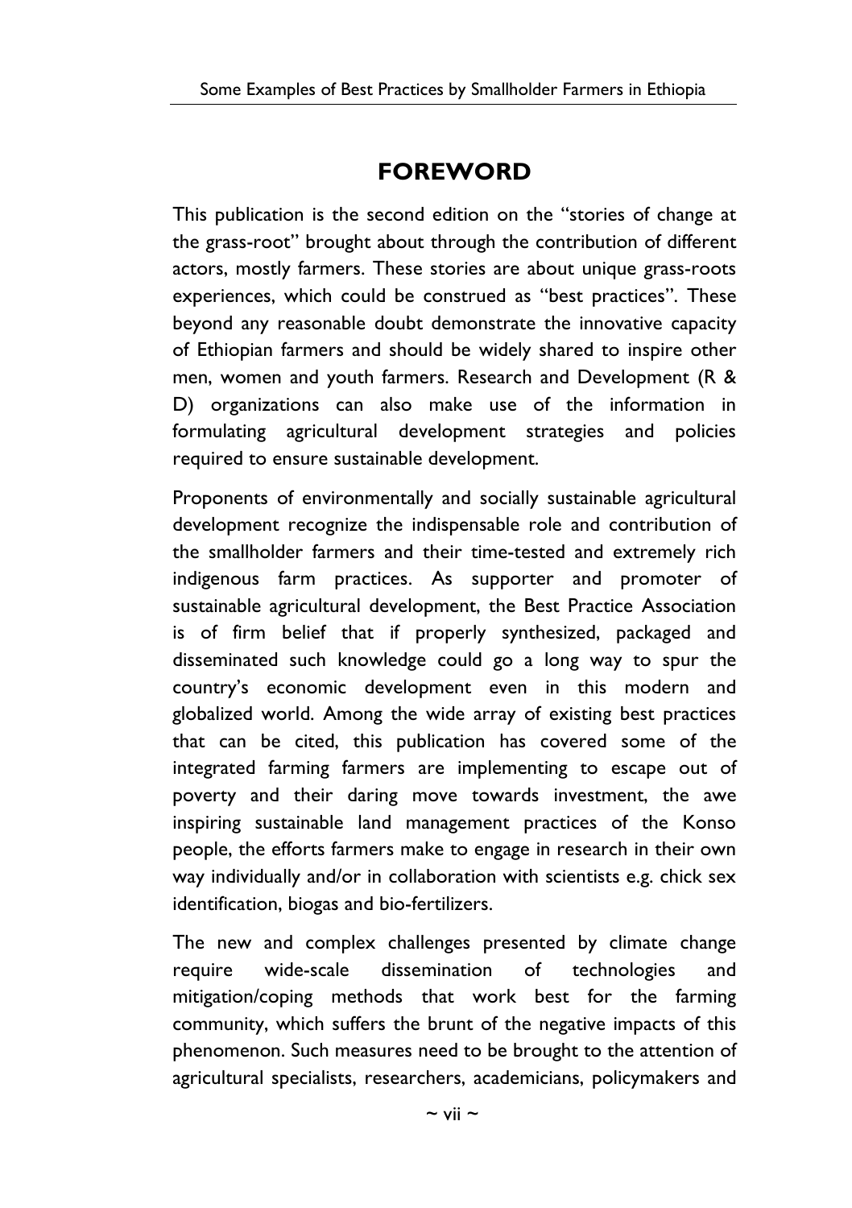# FOREWORD

This publication is the second edition on the "stories of change at the grass-root" brought about through the contribution of different actors, mostly farmers. These stories are about unique grass-roots experiences, which could be construed as "best practices". These beyond any reasonable doubt demonstrate the innovative capacity of Ethiopian farmers and should be widely shared to inspire other men, women and youth farmers. Research and Development (R & D) organizations can also make use of the information in formulating agricultural development strategies and policies required to ensure sustainable development.

Proponents of environmentally and socially sustainable agricultural development recognize the indispensable role and contribution of the smallholder farmers and their time-tested and extremely rich indigenous farm practices. As supporter and promoter of sustainable agricultural development, the Best Practice Association is of firm belief that if properly synthesized, packaged and disseminated such knowledge could go a long way to spur the country's economic development even in this modern and globalized world. Among the wide array of existing best practices that can be cited, this publication has covered some of the integrated farming farmers are implementing to escape out of poverty and their daring move towards investment, the awe inspiring sustainable land management practices of the Konso people, the efforts farmers make to engage in research in their own way individually and/or in collaboration with scientists e.g. chick sex identification, biogas and bio-fertilizers.

The new and complex challenges presented by climate change require wide-scale dissemination of technologies and mitigation/coping methods that work best for the farming community, which suffers the brunt of the negative impacts of this phenomenon. Such measures need to be brought to the attention of agricultural specialists, researchers, academicians, policymakers and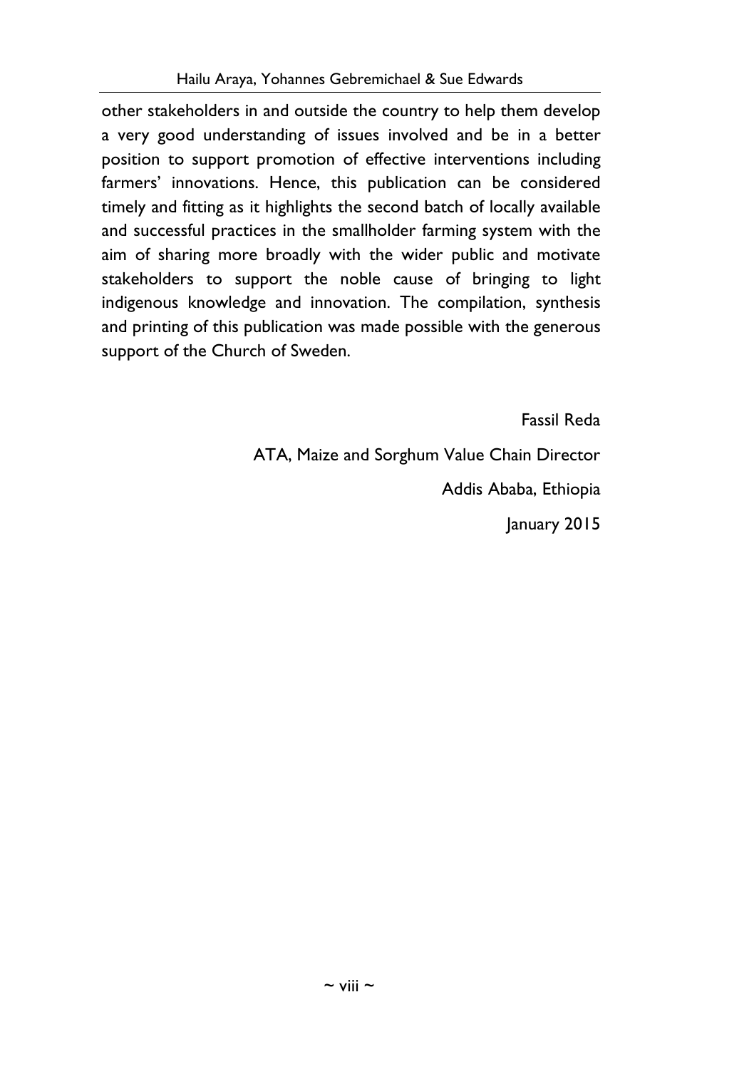other stakeholders in and outside the country to help them develop a very good understanding of issues involved and be in a better position to support promotion of effective interventions including farmers' innovations. Hence, this publication can be considered timely and fitting as it highlights the second batch of locally available and successful practices in the smallholder farming system with the aim of sharing more broadly with the wider public and motivate stakeholders to support the noble cause of bringing to light indigenous knowledge and innovation. The compilation, synthesis and printing of this publication was made possible with the generous support of the Church of Sweden.

Fassil Reda

ATA, Maize and Sorghum Value Chain Director

Addis Ababa, Ethiopia

January 2015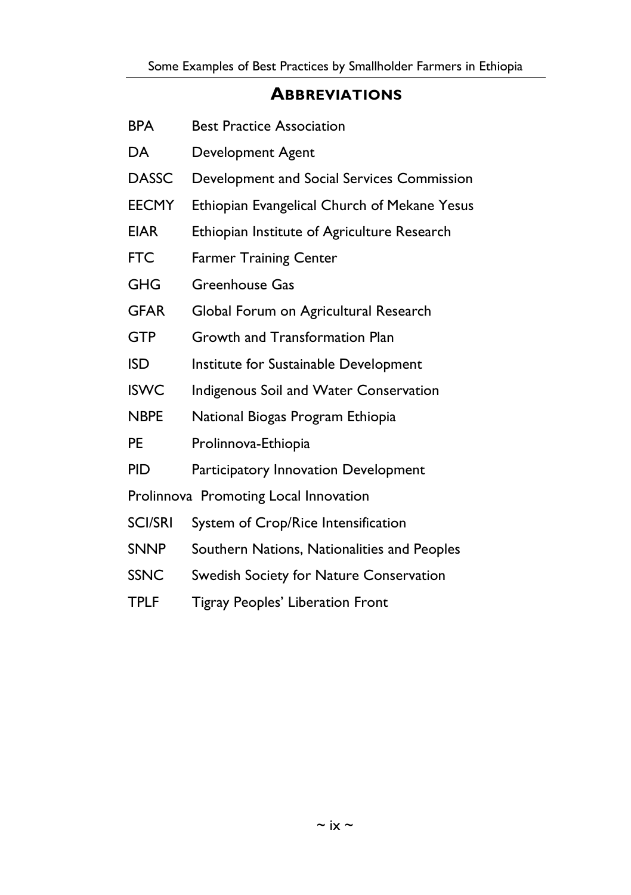## ABBREVIATIONS

| | |
|---|---|
| BPA | Best Practice Association |
| DA | Development Agent |
| DASSC | Development and Social Services Commission |
| EECMY | Ethiopian Evangelical Church of Mekane Yesus |
| EIAR | Ethiopian Institute of Agriculture Research |
| FTC | Farmer Training Center |
| GHG | Greenhouse Gas |
| GFAR | Global Forum on Agricultural Research |
| GTP | Growth and Transformation Plan |
| ISD | Institute for Sustainable Development |
| ISWC | Indigenous Soil and Water Conservation |
| NBPE | National Biogas Program Ethiopia |
| PE | Prolinnova-Ethiopia |
| PID | Participatory Innovation Development |
| Prolinnova | Promoting Local Innovation |
| SCI/SRI | System of Crop/Rice Intensification |
| SNNP | Southern Nations, Nationalities and Peoples |
| SSNC | Swedish Society for Nature Conservation |
| TPLF | Tigray Peoples' Liberation Front |